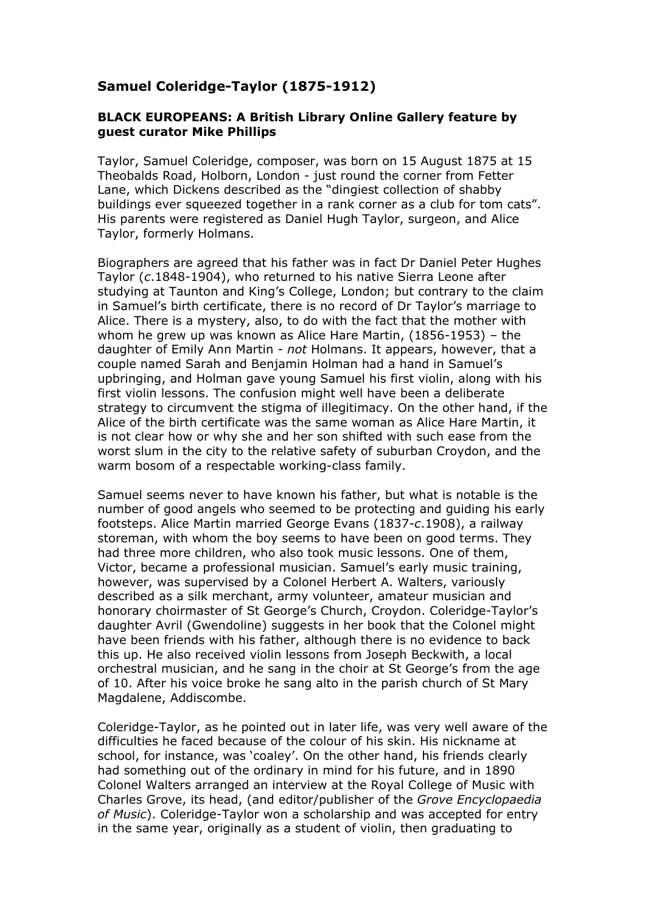## Samuel Coleridge-Taylor (1875-1912)

### BLACK EUROPEANS: A British Library Online Gallery feature by guest curator Mike Phillips

Taylor, Samuel Coleridge, composer, was born on 15 August 1875 at 15 Theobalds Road, Holborn, London - just round the corner from Fetter Lane, which Dickens described as the "dingiest collection of shabby buildings ever squeezed together in a rank corner as a club for tom cats". His parents were registered as Daniel Hugh Taylor, surgeon, and Alice Taylor, formerly Holmans.

Biographers are agreed that his father was in fact Dr Daniel Peter Hughes Taylor (*c*.1848-1904), who returned to his native Sierra Leone after studying at Taunton and King's College, London; but contrary to the claim in Samuel's birth certificate, there is no record of Dr Taylor's marriage to Alice. There is a mystery, also, to do with the fact that the mother with whom he grew up was known as Alice Hare Martin, (1856-1953) – the daughter of Emily Ann Martin - *not* Holmans. It appears, however, that a couple named Sarah and Benjamin Holman had a hand in Samuel's upbringing, and Holman gave young Samuel his first violin, along with his first violin lessons. The confusion might well have been a deliberate strategy to circumvent the stigma of illegitimacy. On the other hand, if the Alice of the birth certificate was the same woman as Alice Hare Martin, it is not clear how or why she and her son shifted with such ease from the worst slum in the city to the relative safety of suburban Croydon, and the warm bosom of a respectable working-class family.

Samuel seems never to have known his father, but what is notable is the number of good angels who seemed to be protecting and guiding his early footsteps. Alice Martin married George Evans (1837-*c*.1908), a railway storeman, with whom the boy seems to have been on good terms. They had three more children, who also took music lessons. One of them, Victor, became a professional musician. Samuel's early music training, however, was supervised by a Colonel Herbert A. Walters, variously described as a silk merchant, army volunteer, amateur musician and honorary choirmaster of St George's Church, Croydon. Coleridge-Taylor's daughter Avril (Gwendoline) suggests in her book that the Colonel might have been friends with his father, although there is no evidence to back this up. He also received violin lessons from Joseph Beckwith, a local orchestral musician, and he sang in the choir at St George's from the age of 10. After his voice broke he sang alto in the parish church of St Mary Magdalene, Addiscombe.

Coleridge-Taylor, as he pointed out in later life, was very well aware of the difficulties he faced because of the colour of his skin. His nickname at school, for instance, was 'coaley'. On the other hand, his friends clearly had something out of the ordinary in mind for his future, and in 1890 Colonel Walters arranged an interview at the Royal College of Music with Charles Grove, its head, (and editor/publisher of the *Grove Encyclopaedia of Music*). Coleridge-Taylor won a scholarship and was accepted for entry in the same year, originally as a student of violin, then graduating to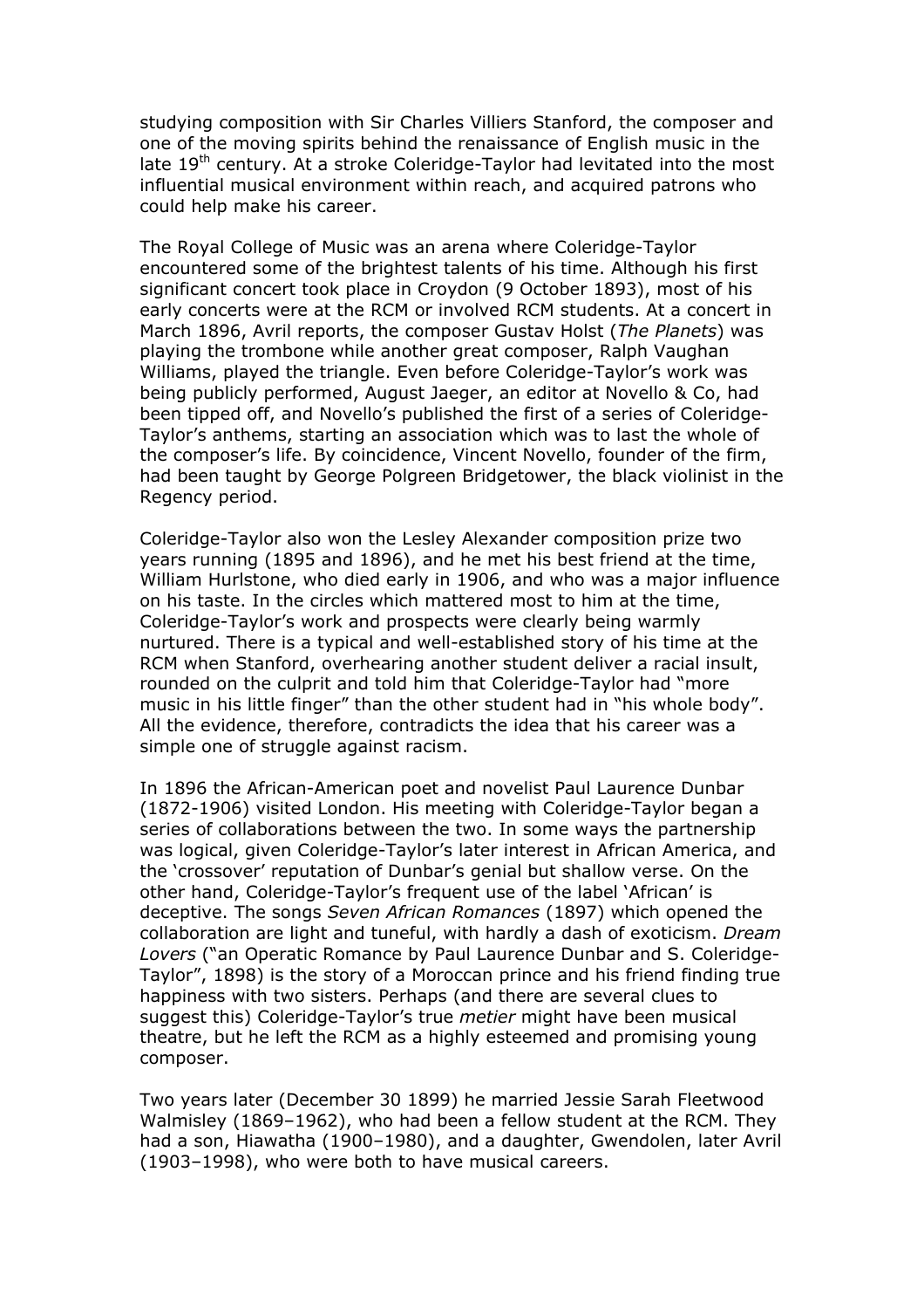studying composition with Sir Charles Villiers Stanford, the composer and one of the moving spirits behind the renaissance of English music in the late 19th century. At a stroke Coleridge-Taylor had levitated into the most influential musical environment within reach, and acquired patrons who could help make his career.

The Royal College of Music was an arena where Coleridge-Taylor encountered some of the brightest talents of his time. Although his first significant concert took place in Croydon (9 October 1893), most of his early concerts were at the RCM or involved RCM students. At a concert in March 1896, Avril reports, the composer Gustav Holst (*The Planets*) was playing the trombone while another great composer, Ralph Vaughan Williams, played the triangle. Even before Coleridge-Taylor's work was being publicly performed, August Jaeger, an editor at Novello & Co, had been tipped off, and Novello's published the first of a series of Coleridge-Taylor's anthems, starting an association which was to last the whole of the composer's life. By coincidence, Vincent Novello, founder of the firm, had been taught by George Polgreen Bridgetower, the black violinist in the Regency period.

Coleridge-Taylor also won the Lesley Alexander composition prize two years running (1895 and 1896), and he met his best friend at the time, William Hurlstone, who died early in 1906, and who was a major influence on his taste. In the circles which mattered most to him at the time, Coleridge-Taylor's work and prospects were clearly being warmly nurtured. There is a typical and well-established story of his time at the RCM when Stanford, overhearing another student deliver a racial insult, rounded on the culprit and told him that Coleridge-Taylor had "more music in his little finger" than the other student had in "his whole body". All the evidence, therefore, contradicts the idea that his career was a simple one of struggle against racism.

In 1896 the African-American poet and novelist Paul Laurence Dunbar (1872-1906) visited London. His meeting with Coleridge-Taylor began a series of collaborations between the two. In some ways the partnership was logical, given Coleridge-Taylor's later interest in African America, and the 'crossover' reputation of Dunbar's genial but shallow verse. On the other hand, Coleridge-Taylor's frequent use of the label 'African' is deceptive. The songs *Seven African Romances* (1897) which opened the collaboration are light and tuneful, with hardly a dash of exoticism. *Dream Lovers* ("an Operatic Romance by Paul Laurence Dunbar and S. Coleridge-Taylor", 1898) is the story of a Moroccan prince and his friend finding true happiness with two sisters. Perhaps (and there are several clues to suggest this) Coleridge-Taylor's true *metier* might have been musical theatre, but he left the RCM as a highly esteemed and promising young composer.

Two years later (December 30 1899) he married Jessie Sarah Fleetwood Walmisley (1869–1962), who had been a fellow student at the RCM. They had a son, Hiawatha (1900–1980), and a daughter, Gwendolen, later Avril (1903–1998), who were both to have musical careers.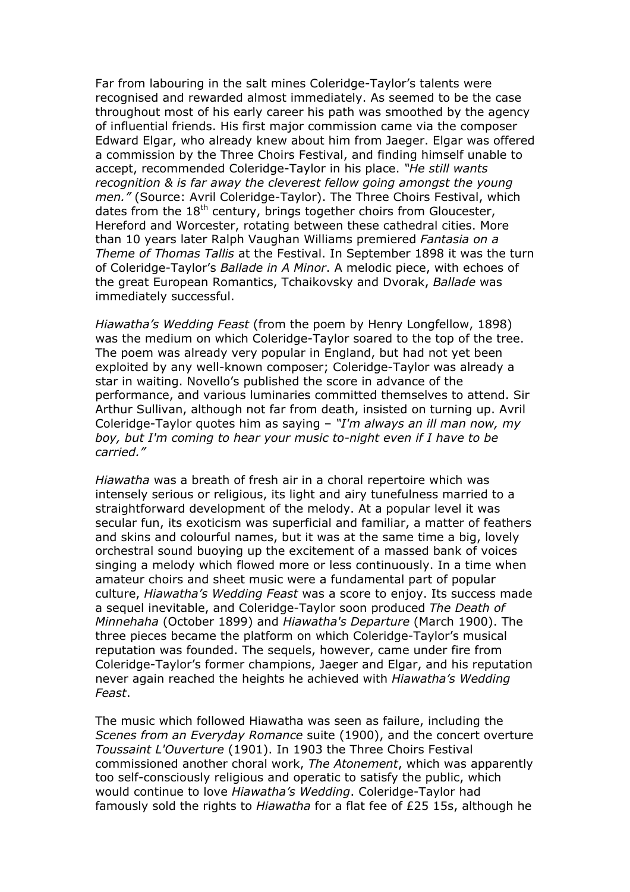Far from labouring in the salt mines Coleridge-Taylor's talents were recognised and rewarded almost immediately. As seemed to be the case throughout most of his early career his path was smoothed by the agency of influential friends. His first major commission came via the composer Edward Elgar, who already knew about him from Jaeger. Elgar was offered a commission by the Three Choirs Festival, and finding himself unable to accept, recommended Coleridge-Taylor in his place. *"He still wants recognition & is far away the cleverest fellow going amongst the young men."* (Source: Avril Coleridge-Taylor). The Three Choirs Festival, which dates from the 18th century, brings together choirs from Gloucester, Hereford and Worcester, rotating between these cathedral cities. More than 10 years later Ralph Vaughan Williams premiered *Fantasia on a Theme of Thomas Tallis* at the Festival. In September 1898 it was the turn of Coleridge-Taylor's *Ballade in A Minor*. A melodic piece, with echoes of the great European Romantics, Tchaikovsky and Dvorak, *Ballade* was immediately successful.

*Hiawatha's Wedding Feast* (from the poem by Henry Longfellow, 1898) was the medium on which Coleridge-Taylor soared to the top of the tree. The poem was already very popular in England, but had not yet been exploited by any well-known composer; Coleridge-Taylor was already a star in waiting. Novello's published the score in advance of the performance, and various luminaries committed themselves to attend. Sir Arthur Sullivan, although not far from death, insisted on turning up. Avril Coleridge-Taylor quotes him as saying – *"I'm always an ill man now, my boy, but I'm coming to hear your music to-night even if I have to be carried."*

*Hiawatha* was a breath of fresh air in a choral repertoire which was intensely serious or religious, its light and airy tunefulness married to a straightforward development of the melody. At a popular level it was secular fun, its exoticism was superficial and familiar, a matter of feathers and skins and colourful names, but it was at the same time a big, lovely orchestral sound buoying up the excitement of a massed bank of voices singing a melody which flowed more or less continuously. In a time when amateur choirs and sheet music were a fundamental part of popular culture, *Hiawatha's Wedding Feast* was a score to enjoy. Its success made a sequel inevitable, and Coleridge-Taylor soon produced *The Death of Minnehaha* (October 1899) and *Hiawatha's Departure* (March 1900). The three pieces became the platform on which Coleridge-Taylor's musical reputation was founded. The sequels, however, came under fire from Coleridge-Taylor's former champions, Jaeger and Elgar, and his reputation never again reached the heights he achieved with *Hiawatha's Wedding Feast*.

The music which followed Hiawatha was seen as failure, including the *Scenes from an Everyday Romance* suite (1900), and the concert overture *Toussaint L'Ouverture* (1901). In 1903 the Three Choirs Festival commissioned another choral work, *The Atonement*, which was apparently too self-consciously religious and operatic to satisfy the public, which would continue to love *Hiawatha's Wedding*. Coleridge-Taylor had famously sold the rights to *Hiawatha* for a flat fee of £25 15s, although he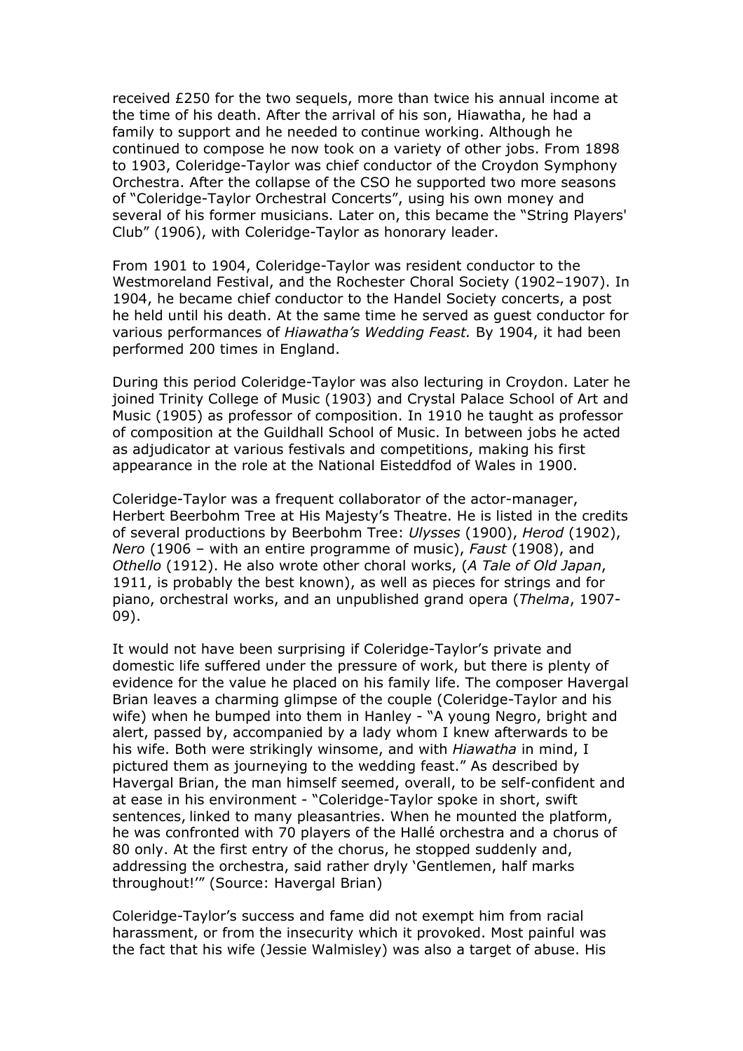received £250 for the two sequels, more than twice his annual income at the time of his death. After the arrival of his son, Hiawatha, he had a family to support and he needed to continue working. Although he continued to compose he now took on a variety of other jobs. From 1898 to 1903, Coleridge-Taylor was chief conductor of the Croydon Symphony Orchestra. After the collapse of the CSO he supported two more seasons of "Coleridge-Taylor Orchestral Concerts", using his own money and several of his former musicians. Later on, this became the "String Players' Club" (1906), with Coleridge-Taylor as honorary leader.

From 1901 to 1904, Coleridge-Taylor was resident conductor to the Westmoreland Festival, and the Rochester Choral Society (1902–1907). In 1904, he became chief conductor to the Handel Society concerts, a post he held until his death. At the same time he served as guest conductor for various performances of *Hiawatha's Wedding Feast.* By 1904, it had been performed 200 times in England.

During this period Coleridge-Taylor was also lecturing in Croydon. Later he joined Trinity College of Music (1903) and Crystal Palace School of Art and Music (1905) as professor of composition. In 1910 he taught as professor of composition at the Guildhall School of Music. In between jobs he acted as adjudicator at various festivals and competitions, making his first appearance in the role at the National Eisteddfod of Wales in 1900.

Coleridge-Taylor was a frequent collaborator of the actor-manager, Herbert Beerbohm Tree at His Majesty's Theatre. He is listed in the credits of several productions by Beerbohm Tree: *Ulysses* (1900), *Herod* (1902), *Nero* (1906 – with an entire programme of music), *Faust* (1908), and *Othello* (1912). He also wrote other choral works, (*A Tale of Old Japan*, 1911, is probably the best known), as well as pieces for strings and for piano, orchestral works, and an unpublished grand opera (*Thelma*, 1907-09).

It would not have been surprising if Coleridge-Taylor's private and domestic life suffered under the pressure of work, but there is plenty of evidence for the value he placed on his family life. The composer Havergal Brian leaves a charming glimpse of the couple (Coleridge-Taylor and his wife) when he bumped into them in Hanley - "A young Negro, bright and alert, passed by, accompanied by a lady whom I knew afterwards to be his wife. Both were strikingly winsome, and with *Hiawatha* in mind, I pictured them as journeying to the wedding feast." As described by Havergal Brian, the man himself seemed, overall, to be self-confident and at ease in his environment - "Coleridge-Taylor spoke in short, swift sentences, linked to many pleasantries. When he mounted the platform, he was confronted with 70 players of the Hallé orchestra and a chorus of 80 only. At the first entry of the chorus, he stopped suddenly and, addressing the orchestra, said rather dryly 'Gentlemen, half marks throughout!'" (Source: Havergal Brian)

Coleridge-Taylor's success and fame did not exempt him from racial harassment, or from the insecurity which it provoked. Most painful was the fact that his wife (Jessie Walmisley) was also a target of abuse. His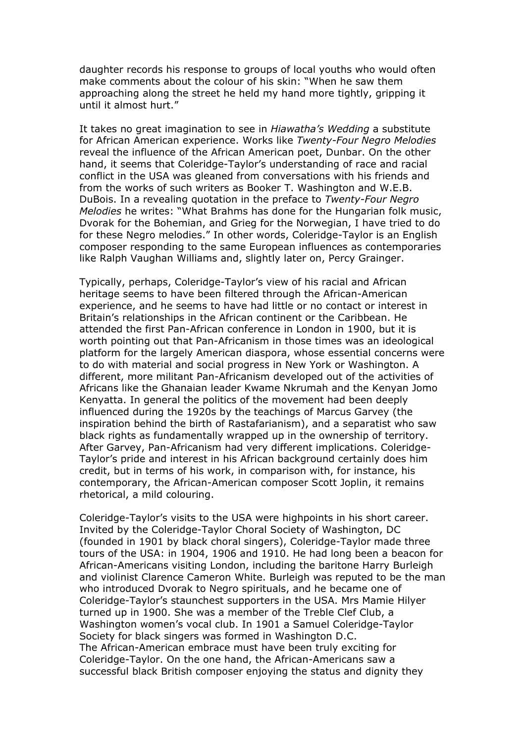daughter records his response to groups of local youths who would often make comments about the colour of his skin: "When he saw them approaching along the street he held my hand more tightly, gripping it until it almost hurt."

It takes no great imagination to see in *Hiawatha's Wedding* a substitute for African American experience. Works like *Twenty-Four Negro Melodies* reveal the influence of the African American poet, Dunbar. On the other hand, it seems that Coleridge-Taylor's understanding of race and racial conflict in the USA was gleaned from conversations with his friends and from the works of such writers as Booker T. Washington and W.E.B. DuBois. In a revealing quotation in the preface to *Twenty-Four Negro Melodies* he writes: "What Brahms has done for the Hungarian folk music, Dvorak for the Bohemian, and Grieg for the Norwegian, I have tried to do for these Negro melodies." In other words, Coleridge-Taylor is an English composer responding to the same European influences as contemporaries like Ralph Vaughan Williams and, slightly later on, Percy Grainger.

Typically, perhaps, Coleridge-Taylor's view of his racial and African heritage seems to have been filtered through the African-American experience, and he seems to have had little or no contact or interest in Britain's relationships in the African continent or the Caribbean. He attended the first Pan-African conference in London in 1900, but it is worth pointing out that Pan-Africanism in those times was an ideological platform for the largely American diaspora, whose essential concerns were to do with material and social progress in New York or Washington. A different, more militant Pan-Africanism developed out of the activities of Africans like the Ghanaian leader Kwame Nkrumah and the Kenyan Jomo Kenyatta. In general the politics of the movement had been deeply influenced during the 1920s by the teachings of Marcus Garvey (the inspiration behind the birth of Rastafarianism), and a separatist who saw black rights as fundamentally wrapped up in the ownership of territory. After Garvey, Pan-Africanism had very different implications. Coleridge-Taylor's pride and interest in his African background certainly does him credit, but in terms of his work, in comparison with, for instance, his contemporary, the African-American composer Scott Joplin, it remains rhetorical, a mild colouring.

Coleridge-Taylor's visits to the USA were highpoints in his short career. Invited by the Coleridge-Taylor Choral Society of Washington, DC (founded in 1901 by black choral singers), Coleridge-Taylor made three tours of the USA: in 1904, 1906 and 1910. He had long been a beacon for African-Americans visiting London, including the baritone Harry Burleigh and violinist Clarence Cameron White. Burleigh was reputed to be the man who introduced Dvorak to Negro spirituals, and he became one of Coleridge-Taylor's staunchest supporters in the USA. Mrs Mamie Hilyer turned up in 1900. She was a member of the Treble Clef Club, a Washington women's vocal club. In 1901 a Samuel Coleridge-Taylor Society for black singers was formed in Washington D.C.
The African-American embrace must have been truly exciting for Coleridge-Taylor. On the one hand, the African-Americans saw a successful black British composer enjoying the status and dignity they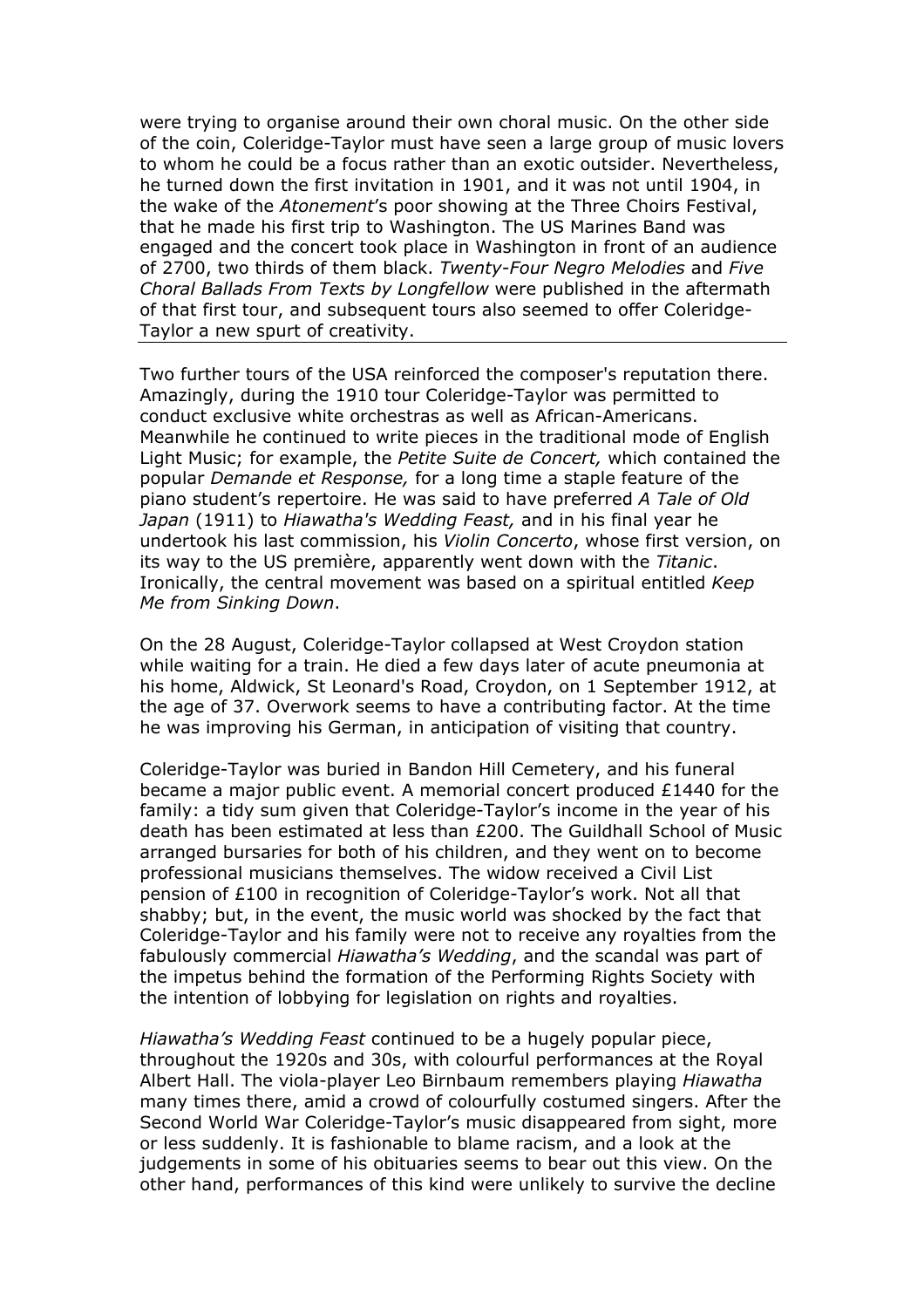were trying to organise around their own choral music. On the other side of the coin, Coleridge-Taylor must have seen a large group of music lovers to whom he could be a focus rather than an exotic outsider. Nevertheless, he turned down the first invitation in 1901, and it was not until 1904, in the wake of the *Atonement*'s poor showing at the Three Choirs Festival, that he made his first trip to Washington. The US Marines Band was engaged and the concert took place in Washington in front of an audience of 2700, two thirds of them black. *Twenty-Four Negro Melodies* and *Five Choral Ballads From Texts by Longfellow* were published in the aftermath of that first tour, and subsequent tours also seemed to offer Coleridge-Taylor a new spurt of creativity.

---

Two further tours of the USA reinforced the composer's reputation there. Amazingly, during the 1910 tour Coleridge-Taylor was permitted to conduct exclusive white orchestras as well as African-Americans. Meanwhile he continued to write pieces in the traditional mode of English Light Music; for example, the *Petite Suite de Concert,* which contained the popular *Demande et Response,* for a long time a staple feature of the piano student's repertoire. He was said to have preferred *A Tale of Old Japan* (1911) to *Hiawatha's Wedding Feast,* and in his final year he undertook his last commission, his *Violin Concerto*, whose first version, on its way to the US première, apparently went down with the *Titanic*. Ironically, the central movement was based on a spiritual entitled *Keep Me from Sinking Down*.

On the 28 August, Coleridge-Taylor collapsed at West Croydon station while waiting for a train. He died a few days later of acute pneumonia at his home, Aldwick, St Leonard's Road, Croydon, on 1 September 1912, at the age of 37. Overwork seems to have a contributing factor. At the time he was improving his German, in anticipation of visiting that country.

Coleridge-Taylor was buried in Bandon Hill Cemetery, and his funeral became a major public event. A memorial concert produced £1440 for the family: a tidy sum given that Coleridge-Taylor's income in the year of his death has been estimated at less than £200. The Guildhall School of Music arranged bursaries for both of his children, and they went on to become professional musicians themselves. The widow received a Civil List pension of £100 in recognition of Coleridge-Taylor's work. Not all that shabby; but, in the event, the music world was shocked by the fact that Coleridge-Taylor and his family were not to receive any royalties from the fabulously commercial *Hiawatha's Wedding*, and the scandal was part of the impetus behind the formation of the Performing Rights Society with the intention of lobbying for legislation on rights and royalties.

*Hiawatha's Wedding Feast* continued to be a hugely popular piece, throughout the 1920s and 30s, with colourful performances at the Royal Albert Hall. The viola-player Leo Birnbaum remembers playing *Hiawatha* many times there, amid a crowd of colourfully costumed singers. After the Second World War Coleridge-Taylor's music disappeared from sight, more or less suddenly. It is fashionable to blame racism, and a look at the judgements in some of his obituaries seems to bear out this view. On the other hand, performances of this kind were unlikely to survive the decline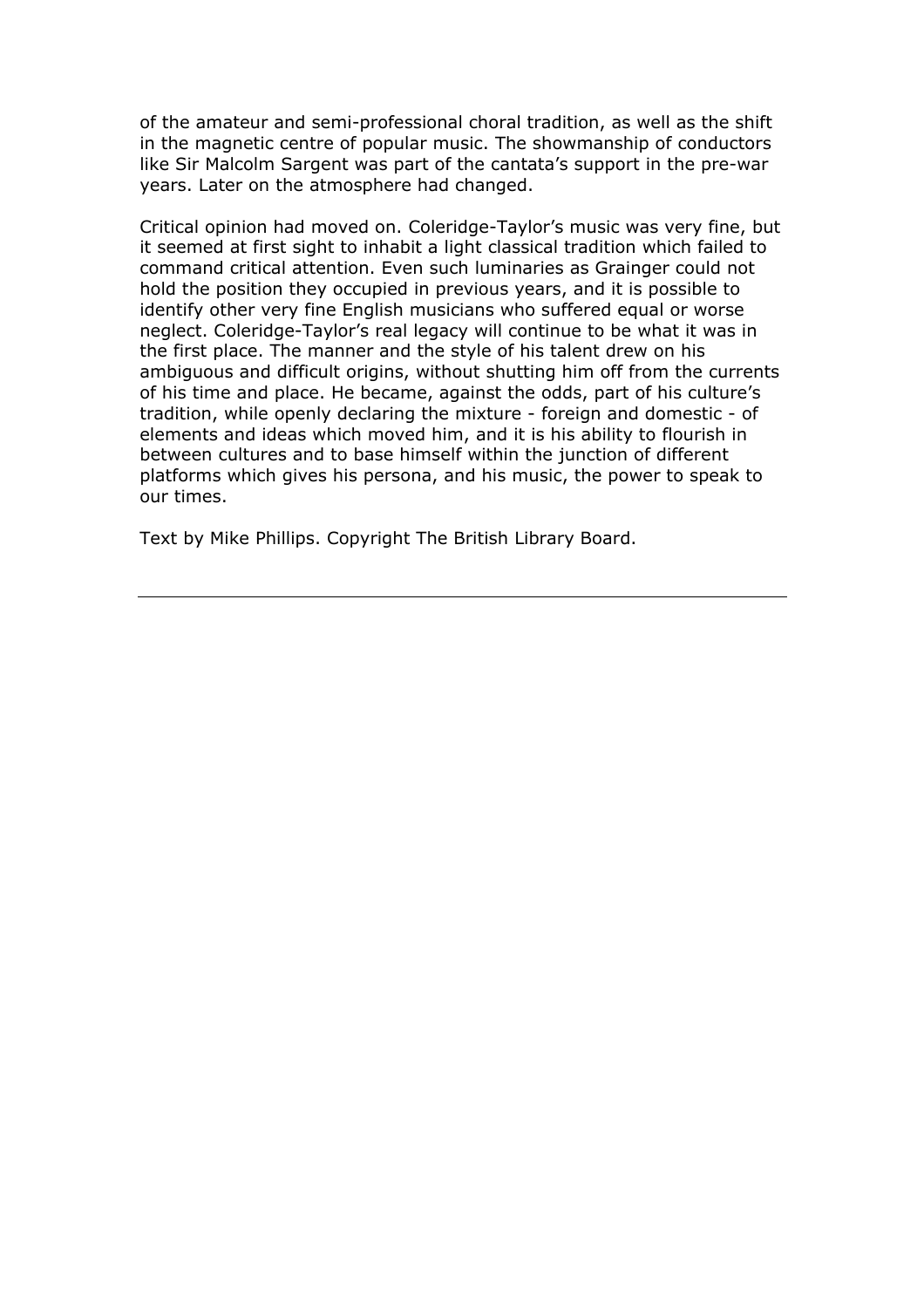of the amateur and semi-professional choral tradition, as well as the shift in the magnetic centre of popular music. The showmanship of conductors like Sir Malcolm Sargent was part of the cantata's support in the pre-war years. Later on the atmosphere had changed.

Critical opinion had moved on. Coleridge-Taylor's music was very fine, but it seemed at first sight to inhabit a light classical tradition which failed to command critical attention. Even such luminaries as Grainger could not hold the position they occupied in previous years, and it is possible to identify other very fine English musicians who suffered equal or worse neglect. Coleridge-Taylor's real legacy will continue to be what it was in the first place. The manner and the style of his talent drew on his ambiguous and difficult origins, without shutting him off from the currents of his time and place. He became, against the odds, part of his culture's tradition, while openly declaring the mixture - foreign and domestic - of elements and ideas which moved him, and it is his ability to flourish in between cultures and to base himself within the junction of different platforms which gives his persona, and his music, the power to speak to our times.

Text by Mike Phillips. Copyright The British Library Board.

---